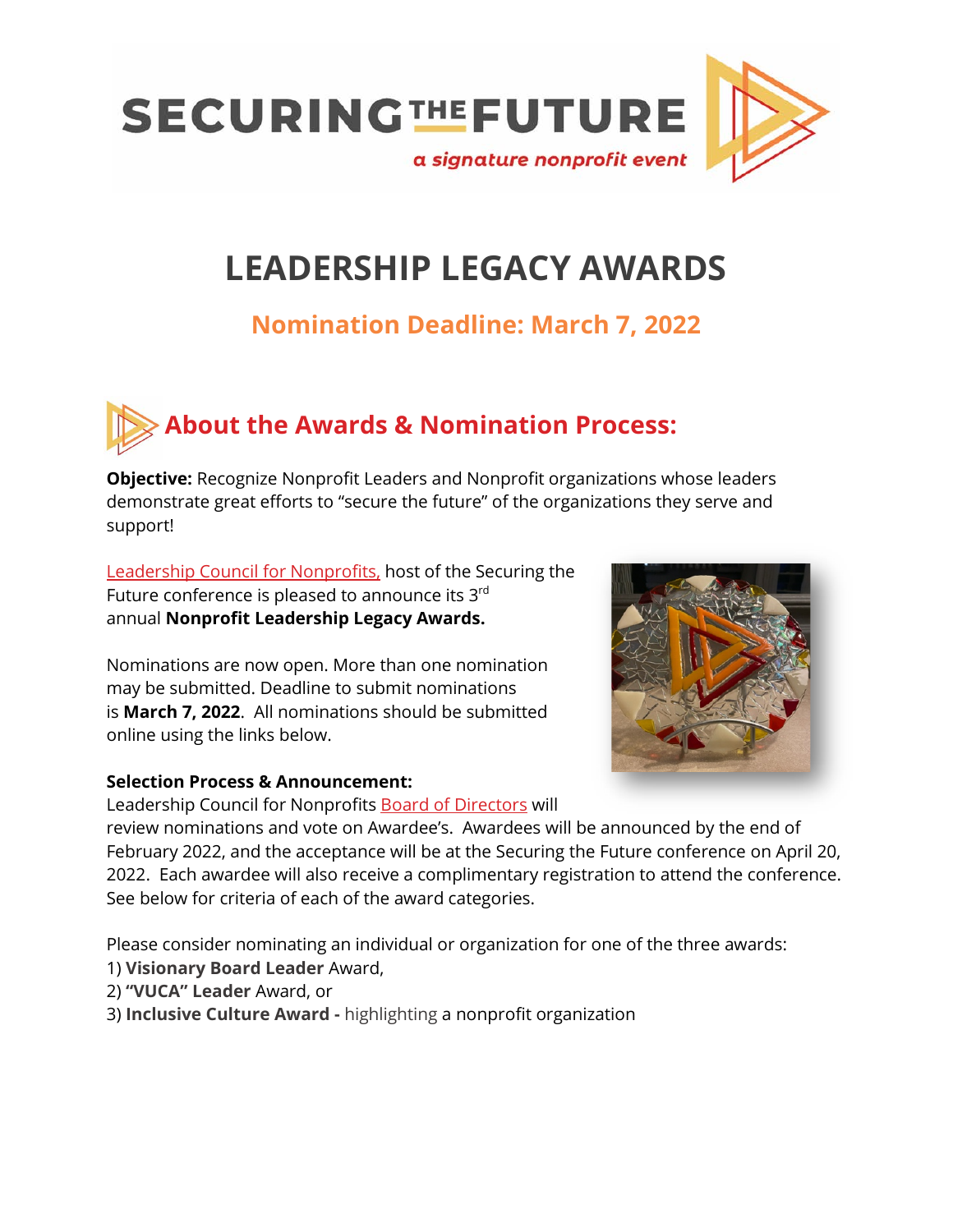# SECURING THE FUTURE

*a signature nonprofit event*

# LEADERSHIP LEGACY AWARDS

## Nomination Deadline: March 7, 2022

## About the Awards & Nomination Process:

**Objective:** Recognize Nonprofit Leaders and Nonprofit organizations whose leaders demonstrate great efforts to "secure the future" of the organizations they serve and support!

Leadership Council for Nonprofits, host of the Securing the Future conference is pleased to announce its 3rd annual **Nonprofit Leadership Legacy Awards.**

Nominations are now open. More than one nomination may be submitted. Deadline to submit nominations is **March 7, 2022**. All nominations should be submitted online using the links below.

**Selection Process & Announcement:**

Leadership Council for Nonprofits Board of Directors will review nominations and vote on Awardee's. Awardees will be announced by the end of February 2022, and the acceptance will be at the Securing the Future conference on April 20, 2022. Each awardee will also receive a complimentary registration to attend the conference. See below for criteria of each of the award categories.

Please consider nominating an individual or organization for one of the three awards:

1) **Visionary Board Leader** Award,
2) **"VUCA" Leader** Award, or
3) **Inclusive Culture Award -** highlighting a nonprofit organization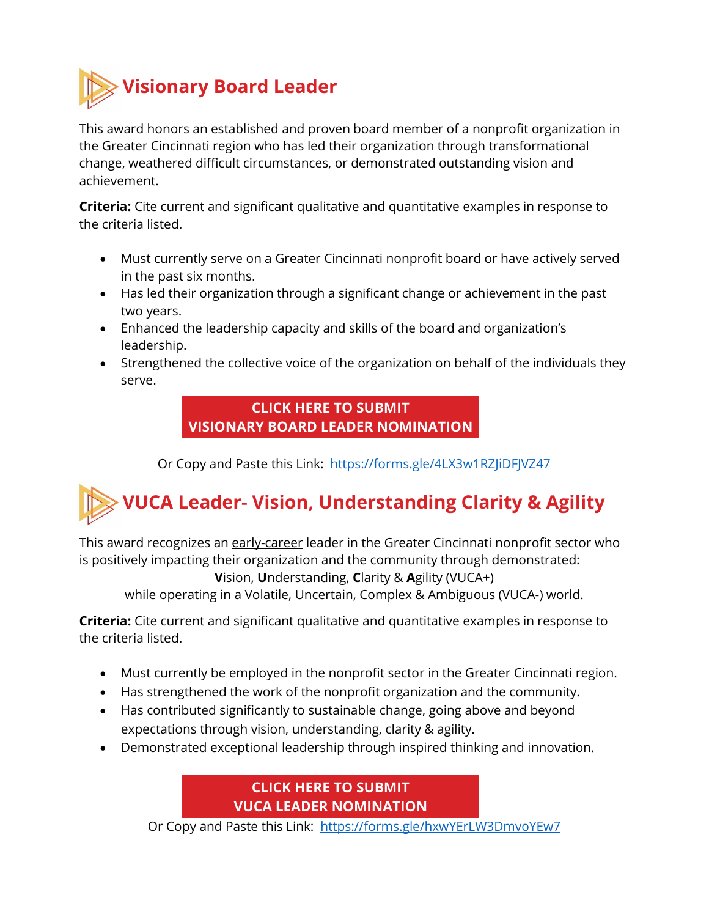## Visionary Board Leader

This award honors an established and proven board member of a nonprofit organization in the Greater Cincinnati region who has led their organization through transformational change, weathered difficult circumstances, or demonstrated outstanding vision and achievement.

**Criteria:** Cite current and significant qualitative and quantitative examples in response to the criteria listed.

- Must currently serve on a Greater Cincinnati nonprofit board or have actively served in the past six months.
- Has led their organization through a significant change or achievement in the past two years.
- Enhanced the leadership capacity and skills of the board and organization's leadership.
- Strengthened the collective voice of the organization on behalf of the individuals they serve.

**CLICK HERE TO SUBMIT VISIONARY BOARD LEADER NOMINATION**

Or Copy and Paste this Link: https://forms.gle/4LX3w1RZJiDFJVZ47

## VUCA Leader- Vision, Understanding Clarity & Agility

This award recognizes an early-career leader in the Greater Cincinnati nonprofit sector who is positively impacting their organization and the community through demonstrated:

**V**ision, **U**nderstanding, **C**larity & **A**gility (VUCA+)

while operating in a Volatile, Uncertain, Complex & Ambiguous (VUCA-) world.

**Criteria:** Cite current and significant qualitative and quantitative examples in response to the criteria listed.

- Must currently be employed in the nonprofit sector in the Greater Cincinnati region.
- Has strengthened the work of the nonprofit organization and the community.
- Has contributed significantly to sustainable change, going above and beyond expectations through vision, understanding, clarity & agility.
- Demonstrated exceptional leadership through inspired thinking and innovation.

**CLICK HERE TO SUBMIT VUCA LEADER NOMINATION**

Or Copy and Paste this Link: https://forms.gle/hxwYErLW3DmvoYEw7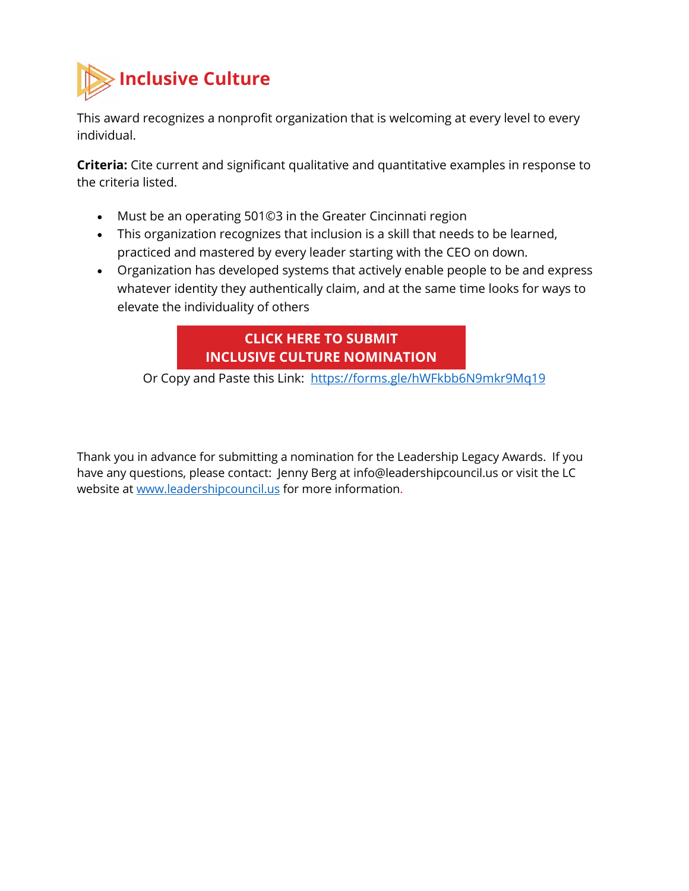# Inclusive Culture

This award recognizes a nonprofit organization that is welcoming at every level to every individual.

**Criteria:** Cite current and significant qualitative and quantitative examples in response to the criteria listed.

- Must be an operating 501©3 in the Greater Cincinnati region
- This organization recognizes that inclusion is a skill that needs to be learned, practiced and mastered by every leader starting with the CEO on down.
- Organization has developed systems that actively enable people to be and express whatever identity they authentically claim, and at the same time looks for ways to elevate the individuality of others

**CLICK HERE TO SUBMIT INCLUSIVE CULTURE NOMINATION**

Or Copy and Paste this Link: https://forms.gle/hWFkbb6N9mkr9Mq19

Thank you in advance for submitting a nomination for the Leadership Legacy Awards. If you have any questions, please contact: Jenny Berg at info@leadershipcouncil.us or visit the LC website at www.leadershipcouncil.us for more information.